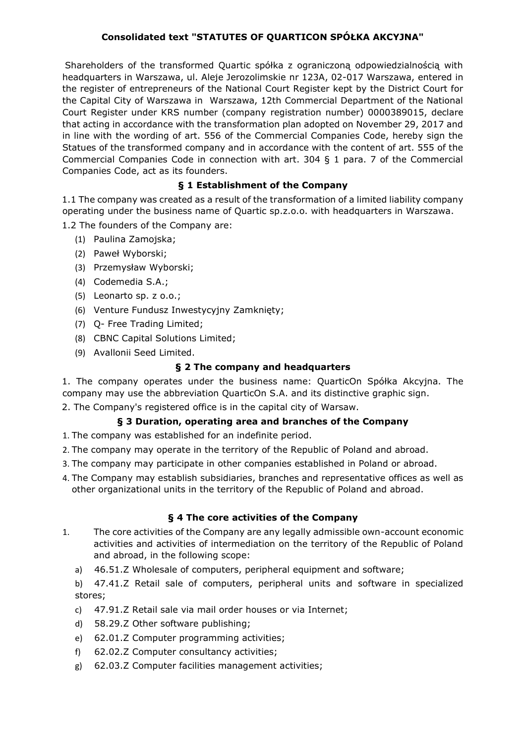# Consolidated text "STATUTES OF QUARTICON SPÓŁKA AKCYJNA"

Shareholders of the transformed Quartic spółka z ograniczoną odpowiedzialnością with headquarters in Warszawa, ul. Aleje Jerozolimskie nr 123A, 02-017 Warszawa, entered in the register of entrepreneurs of the National Court Register kept by the District Court for the Capital City of Warszawa in Warszawa, 12th Commercial Department of the National Court Register under KRS number (company registration number) 0000389015, declare that acting in accordance with the transformation plan adopted on November 29, 2017 and in line with the wording of art. 556 of the Commercial Companies Code, hereby sign the Statues of the transformed company and in accordance with the content of art. 555 of the Commercial Companies Code in connection with art. 304 § 1 para. 7 of the Commercial Companies Code, act as its founders.

## § 1 Establishment of the Company

1.1 The company was created as a result of the transformation of a limited liability company operating under the business name of Quartic sp.z.o.o. with headquarters in Warszawa.

1.2 The founders of the Company are:

(1) Paulina Zamojska;
(2) Paweł Wyborski;
(3) Przemysław Wyborski;
(4) Codemedia S.A.;
(5) Leonarto sp. z o.o.;
(6) Venture Fundusz Inwestycyjny Zamknięty;
(7) Q- Free Trading Limited;
(8) CBNC Capital Solutions Limited;
(9) Avallonii Seed Limited.

## § 2 The company and headquarters

1. The company operates under the business name: QuarticOn Spółka Akcyjna. The company may use the abbreviation QuarticOn S.A. and its distinctive graphic sign.
2. The Company's registered office is in the capital city of Warsaw.

## § 3 Duration, operating area and branches of the Company

1. The company was established for an indefinite period.
2. The company may operate in the territory of the Republic of Poland and abroad.
3. The company may participate in other companies established in Poland or abroad.
4. The Company may establish subsidiaries, branches and representative offices as well as other organizational units in the territory of the Republic of Poland and abroad.

## § 4 The core activities of the Company

1. The core activities of the Company are any legally admissible own-account economic activities and activities of intermediation on the territory of the Republic of Poland and abroad, in the following scope:

   a) 46.51.Z Wholesale of computers, peripheral equipment and software;

   b) 47.41.Z Retail sale of computers, peripheral units and software in specialized stores;

   c) 47.91.Z Retail sale via mail order houses or via Internet;

   d) 58.29.Z Other software publishing;

   e) 62.01.Z Computer programming activities;

   f) 62.02.Z Computer consultancy activities;

   g) 62.03.Z Computer facilities management activities;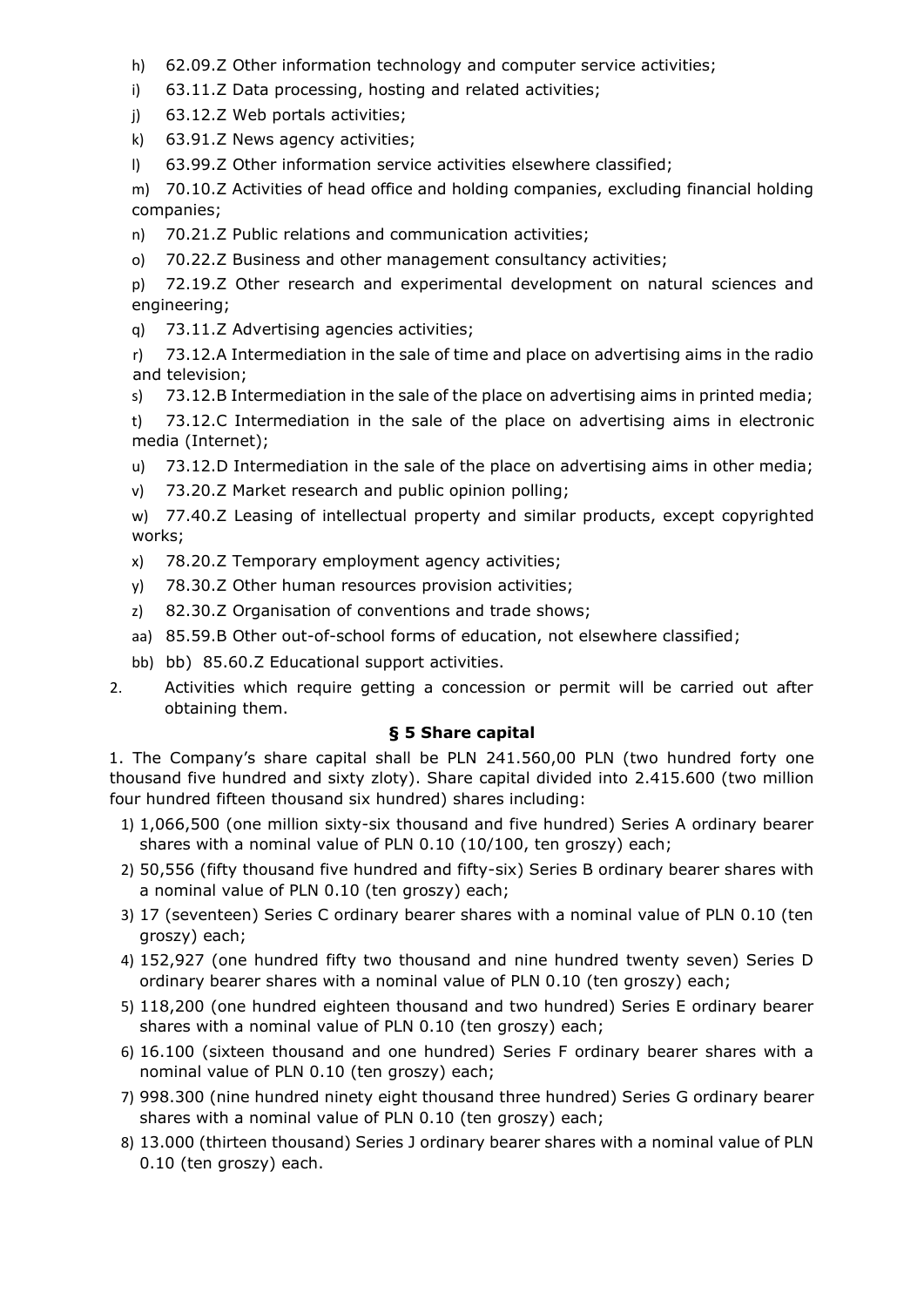h) 62.09.Z Other information technology and computer service activities;

i) 63.11.Z Data processing, hosting and related activities;

j) 63.12.Z Web portals activities;

k) 63.91.Z News agency activities;

l) 63.99.Z Other information service activities elsewhere classified;

m) 70.10.Z Activities of head office and holding companies, excluding financial holding companies;

n) 70.21.Z Public relations and communication activities;

o) 70.22.Z Business and other management consultancy activities;

p) 72.19.Z Other research and experimental development on natural sciences and engineering;

q) 73.11.Z Advertising agencies activities;

r) 73.12.A Intermediation in the sale of time and place on advertising aims in the radio and television;

s) 73.12.B Intermediation in the sale of the place on advertising aims in printed media;

t) 73.12.C Intermediation in the sale of the place on advertising aims in electronic media (Internet);

u) 73.12.D Intermediation in the sale of the place on advertising aims in other media;

v) 73.20.Z Market research and public opinion polling;

w) 77.40.Z Leasing of intellectual property and similar products, except copyrighted works;

x) 78.20.Z Temporary employment agency activities;

y) 78.30.Z Other human resources provision activities;

z) 82.30.Z Organisation of conventions and trade shows;

aa) 85.59.B Other out-of-school forms of education, not elsewhere classified;

bb) bb) 85.60.Z Educational support activities.

2. Activities which require getting a concession or permit will be carried out after obtaining them.

**§ 5 Share capital**

1. The Company's share capital shall be PLN 241.560,00 PLN (two hundred forty one thousand five hundred and sixty zloty). Share capital divided into 2.415.600 (two million four hundred fifteen thousand six hundred) shares including:

1) 1,066,500 (one million sixty-six thousand and five hundred) Series A ordinary bearer shares with a nominal value of PLN 0.10 (10/100, ten groszy) each;
2) 50,556 (fifty thousand five hundred and fifty-six) Series B ordinary bearer shares with a nominal value of PLN 0.10 (ten groszy) each;
3) 17 (seventeen) Series C ordinary bearer shares with a nominal value of PLN 0.10 (ten groszy) each;
4) 152,927 (one hundred fifty two thousand and nine hundred twenty seven) Series D ordinary bearer shares with a nominal value of PLN 0.10 (ten groszy) each;
5) 118,200 (one hundred eighteen thousand and two hundred) Series E ordinary bearer shares with a nominal value of PLN 0.10 (ten groszy) each;
6) 16.100 (sixteen thousand and one hundred) Series F ordinary bearer shares with a nominal value of PLN 0.10 (ten groszy) each;
7) 998.300 (nine hundred ninety eight thousand three hundred) Series G ordinary bearer shares with a nominal value of PLN 0.10 (ten groszy) each;
8) 13.000 (thirteen thousand) Series J ordinary bearer shares with a nominal value of PLN 0.10 (ten groszy) each.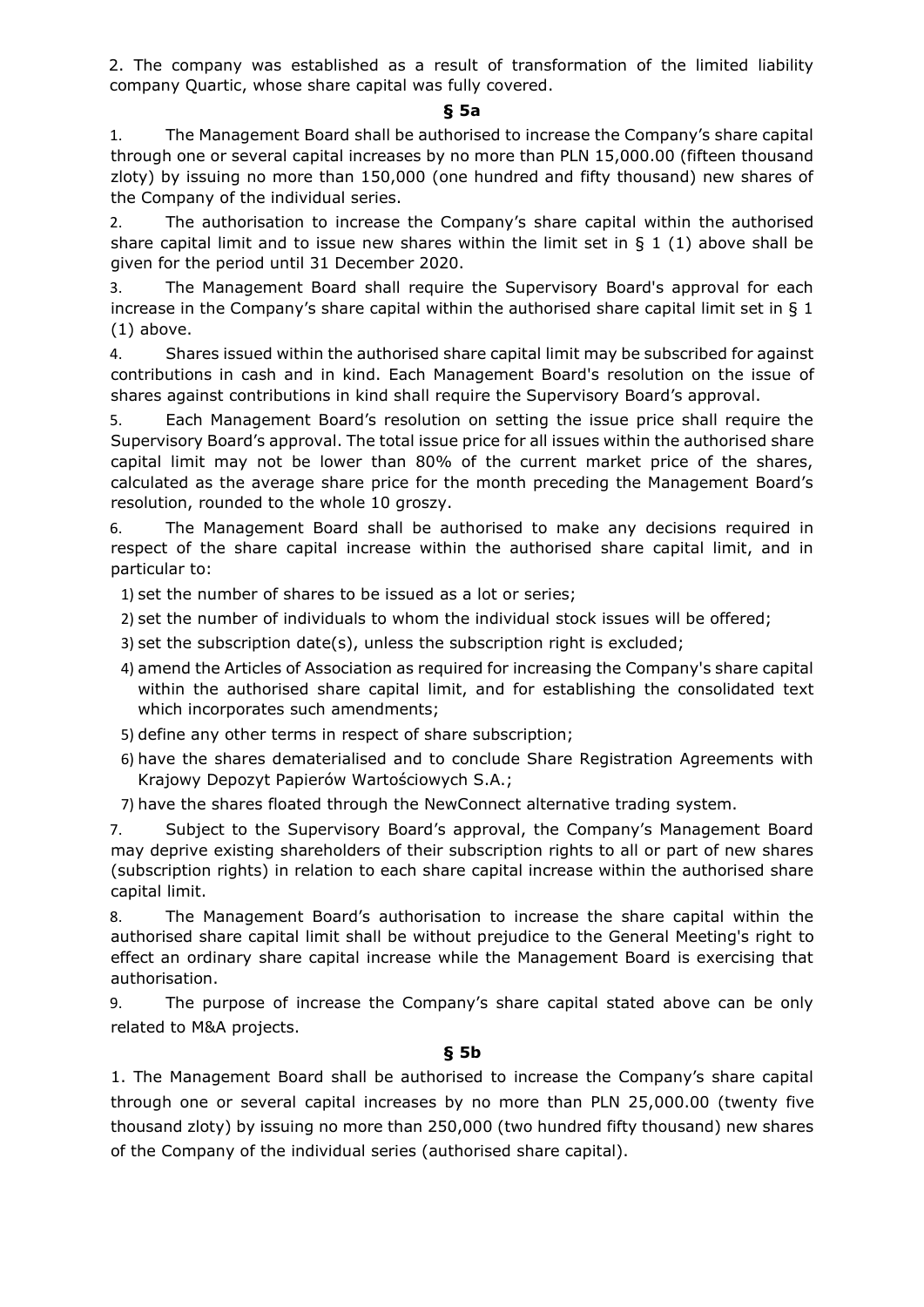2. The company was established as a result of transformation of the limited liability company Quartic, whose share capital was fully covered.

**§ 5a**

1. The Management Board shall be authorised to increase the Company's share capital through one or several capital increases by no more than PLN 15,000.00 (fifteen thousand zloty) by issuing no more than 150,000 (one hundred and fifty thousand) new shares of the Company of the individual series.
2. The authorisation to increase the Company's share capital within the authorised share capital limit and to issue new shares within the limit set in § 1 (1) above shall be given for the period until 31 December 2020.
3. The Management Board shall require the Supervisory Board's approval for each increase in the Company's share capital within the authorised share capital limit set in § 1 (1) above.
4. Shares issued within the authorised share capital limit may be subscribed for against contributions in cash and in kind. Each Management Board's resolution on the issue of shares against contributions in kind shall require the Supervisory Board's approval.
5. Each Management Board's resolution on setting the issue price shall require the Supervisory Board's approval. The total issue price for all issues within the authorised share capital limit may not be lower than 80% of the current market price of the shares, calculated as the average share price for the month preceding the Management Board's resolution, rounded to the whole 10 groszy.
6. The Management Board shall be authorised to make any decisions required in respect of the share capital increase within the authorised share capital limit, and in particular to:
   1) set the number of shares to be issued as a lot or series;
   2) set the number of individuals to whom the individual stock issues will be offered;
   3) set the subscription date(s), unless the subscription right is excluded;
   4) amend the Articles of Association as required for increasing the Company's share capital within the authorised share capital limit, and for establishing the consolidated text which incorporates such amendments;
   5) define any other terms in respect of share subscription;
   6) have the shares dematerialised and to conclude Share Registration Agreements with Krajowy Depozyt Papierów Wartościowych S.A.;
   7) have the shares floated through the NewConnect alternative trading system.
7. Subject to the Supervisory Board's approval, the Company's Management Board may deprive existing shareholders of their subscription rights to all or part of new shares (subscription rights) in relation to each share capital increase within the authorised share capital limit.
8. The Management Board's authorisation to increase the share capital within the authorised share capital limit shall be without prejudice to the General Meeting's right to effect an ordinary share capital increase while the Management Board is exercising that authorisation.
9. The purpose of increase the Company's share capital stated above can be only related to M&A projects.

**§ 5b**

1. The Management Board shall be authorised to increase the Company's share capital through one or several capital increases by no more than PLN 25,000.00 (twenty five thousand zloty) by issuing no more than 250,000 (two hundred fifty thousand) new shares of the Company of the individual series (authorised share capital).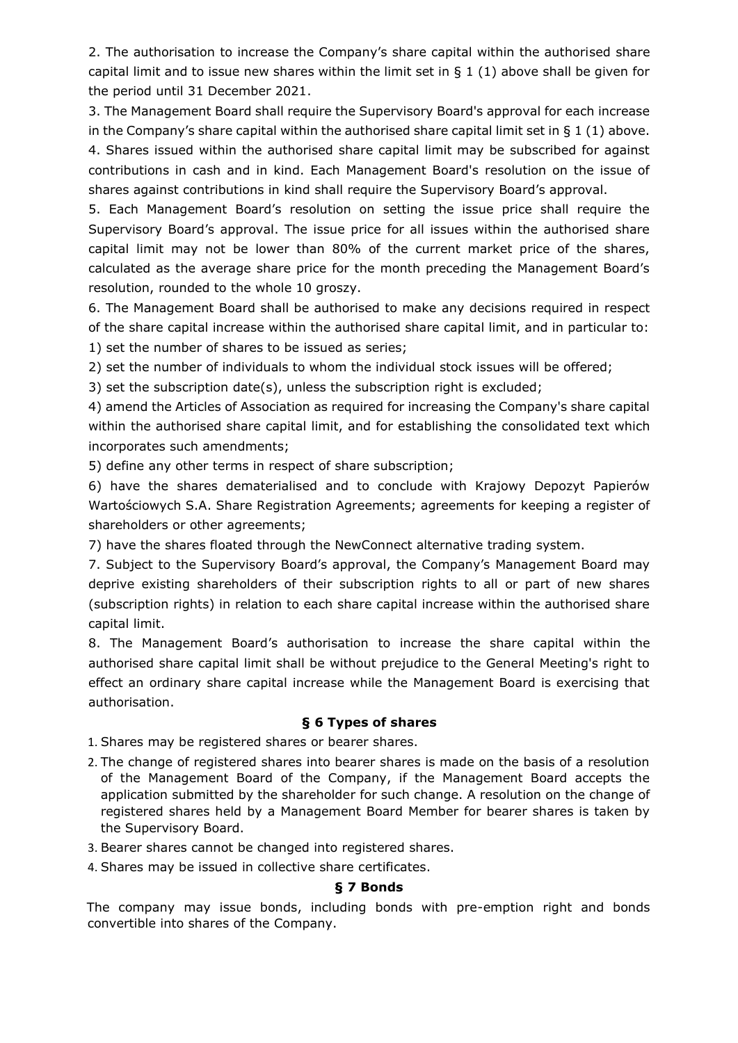2. The authorisation to increase the Company's share capital within the authorised share capital limit and to issue new shares within the limit set in § 1 (1) above shall be given for the period until 31 December 2021.

3. The Management Board shall require the Supervisory Board's approval for each increase in the Company's share capital within the authorised share capital limit set in § 1 (1) above.

4. Shares issued within the authorised share capital limit may be subscribed for against contributions in cash and in kind. Each Management Board's resolution on the issue of shares against contributions in kind shall require the Supervisory Board's approval.

5. Each Management Board's resolution on setting the issue price shall require the Supervisory Board's approval. The issue price for all issues within the authorised share capital limit may not be lower than 80% of the current market price of the shares, calculated as the average share price for the month preceding the Management Board's resolution, rounded to the whole 10 groszy.

6. The Management Board shall be authorised to make any decisions required in respect of the share capital increase within the authorised share capital limit, and in particular to:

1) set the number of shares to be issued as series;

2) set the number of individuals to whom the individual stock issues will be offered;

3) set the subscription date(s), unless the subscription right is excluded;

4) amend the Articles of Association as required for increasing the Company's share capital within the authorised share capital limit, and for establishing the consolidated text which incorporates such amendments;

5) define any other terms in respect of share subscription;

6) have the shares dematerialised and to conclude with Krajowy Depozyt Papierów Wartościowych S.A. Share Registration Agreements; agreements for keeping a register of shareholders or other agreements;

7) have the shares floated through the NewConnect alternative trading system.

7. Subject to the Supervisory Board's approval, the Company's Management Board may deprive existing shareholders of their subscription rights to all or part of new shares (subscription rights) in relation to each share capital increase within the authorised share capital limit.

8. The Management Board's authorisation to increase the share capital within the authorised share capital limit shall be without prejudice to the General Meeting's right to effect an ordinary share capital increase while the Management Board is exercising that authorisation.

### § 6 Types of shares

1. Shares may be registered shares or bearer shares.
2. The change of registered shares into bearer shares is made on the basis of a resolution of the Management Board of the Company, if the Management Board accepts the application submitted by the shareholder for such change. A resolution on the change of registered shares held by a Management Board Member for bearer shares is taken by the Supervisory Board.
3. Bearer shares cannot be changed into registered shares.
4. Shares may be issued in collective share certificates.

### § 7 Bonds

The company may issue bonds, including bonds with pre-emption right and bonds convertible into shares of the Company.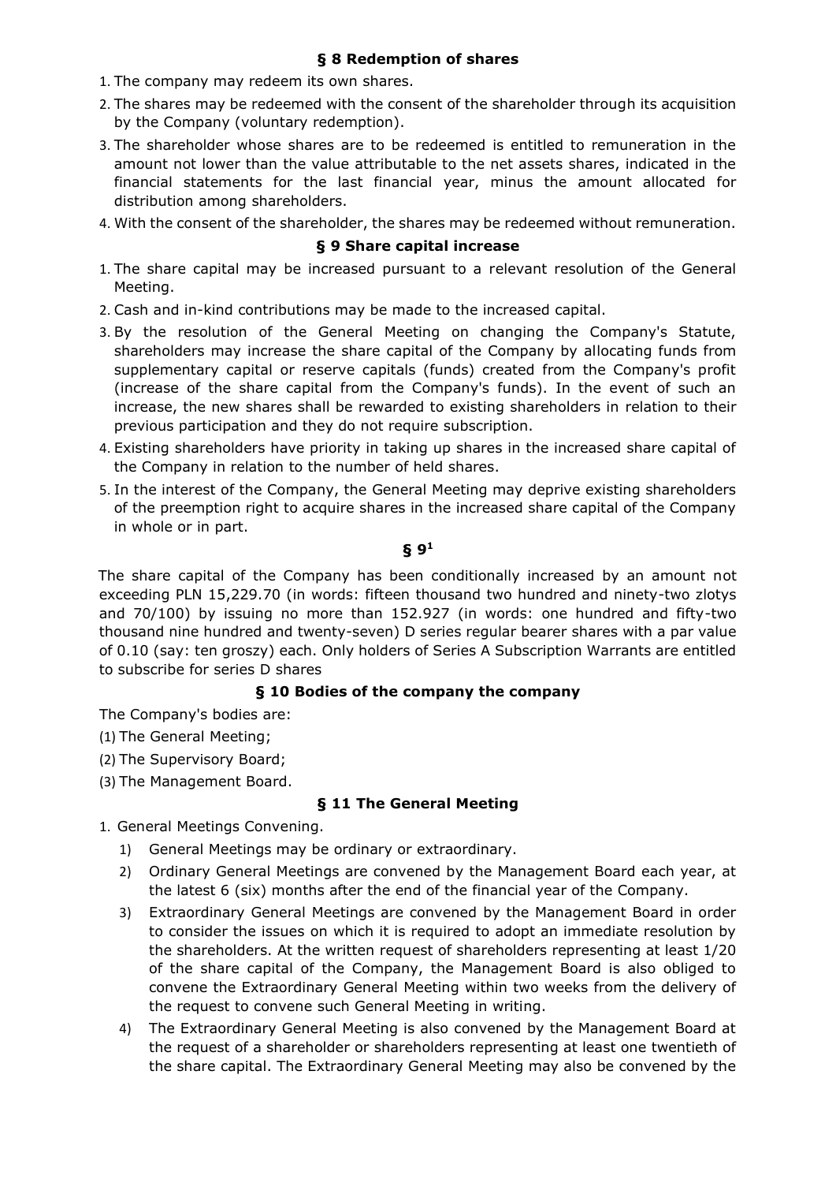### § 8 Redemption of shares

1. The company may redeem its own shares.
2. The shares may be redeemed with the consent of the shareholder through its acquisition by the Company (voluntary redemption).
3. The shareholder whose shares are to be redeemed is entitled to remuneration in the amount not lower than the value attributable to the net assets shares, indicated in the financial statements for the last financial year, minus the amount allocated for distribution among shareholders.
4. With the consent of the shareholder, the shares may be redeemed without remuneration.

### § 9 Share capital increase

1. The share capital may be increased pursuant to a relevant resolution of the General Meeting.
2. Cash and in-kind contributions may be made to the increased capital.
3. By the resolution of the General Meeting on changing the Company's Statute, shareholders may increase the share capital of the Company by allocating funds from supplementary capital or reserve capitals (funds) created from the Company's profit (increase of the share capital from the Company's funds). In the event of such an increase, the new shares shall be rewarded to existing shareholders in relation to their previous participation and they do not require subscription.
4. Existing shareholders have priority in taking up shares in the increased share capital of the Company in relation to the number of held shares.
5. In the interest of the Company, the General Meeting may deprive existing shareholders of the preemption right to acquire shares in the increased share capital of the Company in whole or in part.

### § 9[1]

The share capital of the Company has been conditionally increased by an amount not exceeding PLN 15,229.70 (in words: fifteen thousand two hundred and ninety-two zlotys and 70/100) by issuing no more than 152.927 (in words: one hundred and fifty-two thousand nine hundred and twenty-seven) D series regular bearer shares with a par value of 0.10 (say: ten groszy) each. Only holders of Series A Subscription Warrants are entitled to subscribe for series D shares

### § 10 Bodies of the company the company

The Company's bodies are:

(1) The General Meeting;

(2) The Supervisory Board;

(3) The Management Board.

### § 11 The General Meeting

1. General Meetings Convening.
   1) General Meetings may be ordinary or extraordinary.
   2) Ordinary General Meetings are convened by the Management Board each year, at the latest 6 (six) months after the end of the financial year of the Company.
   3) Extraordinary General Meetings are convened by the Management Board in order to consider the issues on which it is required to adopt an immediate resolution by the shareholders. At the written request of shareholders representing at least 1/20 of the share capital of the Company, the Management Board is also obliged to convene the Extraordinary General Meeting within two weeks from the delivery of the request to convene such General Meeting in writing.
   4) The Extraordinary General Meeting is also convened by the Management Board at the request of a shareholder or shareholders representing at least one twentieth of the share capital. The Extraordinary General Meeting may also be convened by the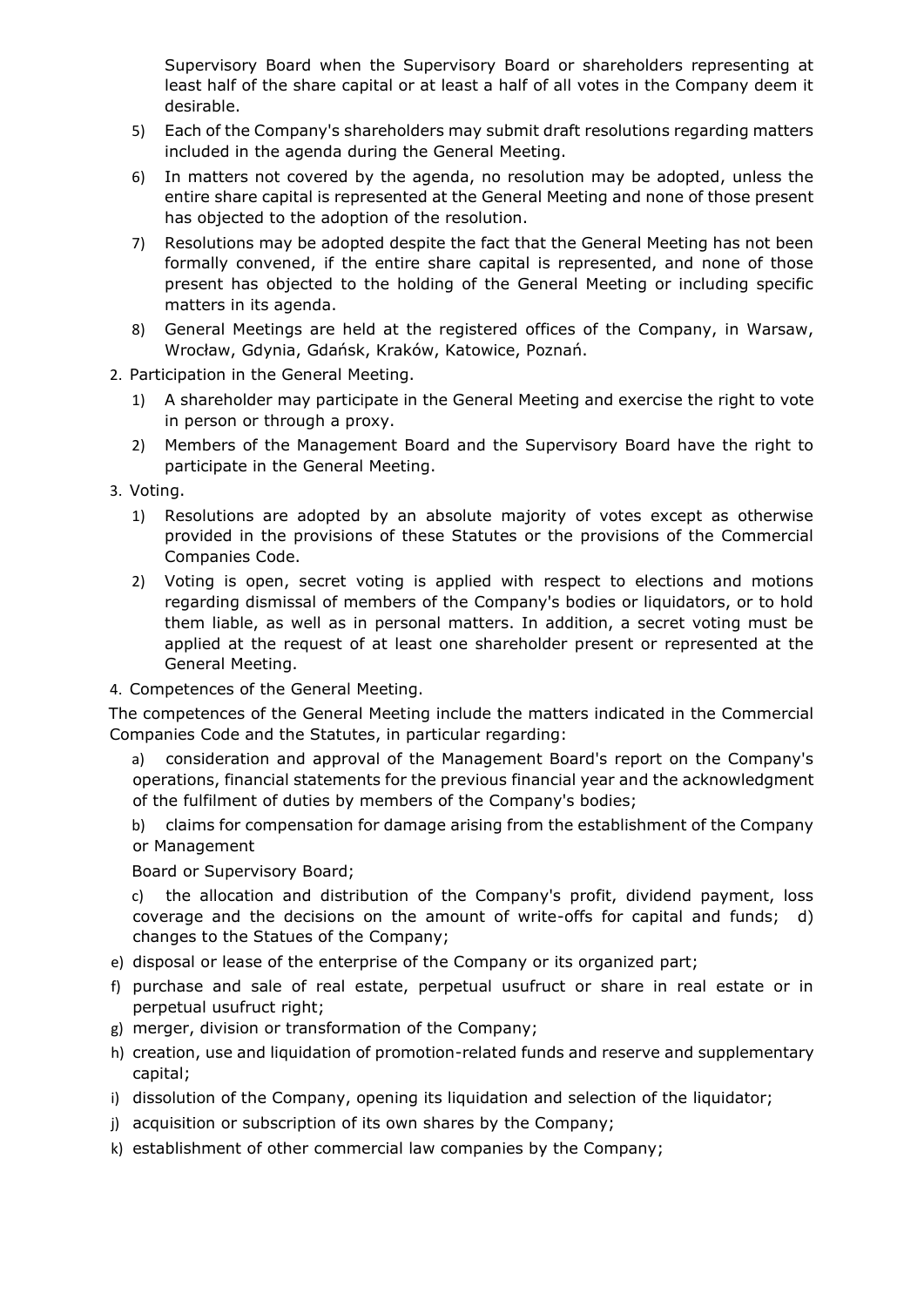Supervisory Board when the Supervisory Board or shareholders representing at least half of the share capital or at least a half of all votes in the Company deem it desirable.

5) Each of the Company's shareholders may submit draft resolutions regarding matters included in the agenda during the General Meeting.
6) In matters not covered by the agenda, no resolution may be adopted, unless the entire share capital is represented at the General Meeting and none of those present has objected to the adoption of the resolution.
7) Resolutions may be adopted despite the fact that the General Meeting has not been formally convened, if the entire share capital is represented, and none of those present has objected to the holding of the General Meeting or including specific matters in its agenda.
8) General Meetings are held at the registered offices of the Company, in Warsaw, Wrocław, Gdynia, Gdańsk, Kraków, Katowice, Poznań.

2. Participation in the General Meeting.
   1) A shareholder may participate in the General Meeting and exercise the right to vote in person or through a proxy.
   2) Members of the Management Board and the Supervisory Board have the right to participate in the General Meeting.
3. Voting.
   1) Resolutions are adopted by an absolute majority of votes except as otherwise provided in the provisions of these Statutes or the provisions of the Commercial Companies Code.
   2) Voting is open, secret voting is applied with respect to elections and motions regarding dismissal of members of the Company's bodies or liquidators, or to hold them liable, as well as in personal matters. In addition, a secret voting must be applied at the request of at least one shareholder present or represented at the General Meeting.
4. Competences of the General Meeting.

The competences of the General Meeting include the matters indicated in the Commercial Companies Code and the Statutes, in particular regarding:

a) consideration and approval of the Management Board's report on the Company's operations, financial statements for the previous financial year and the acknowledgment of the fulfilment of duties by members of the Company's bodies;

b) claims for compensation for damage arising from the establishment of the Company or Management

Board or Supervisory Board;

c) the allocation and distribution of the Company's profit, dividend payment, loss coverage and the decisions on the amount of write-offs for capital and funds; d) changes to the Statues of the Company;

e) disposal or lease of the enterprise of the Company or its organized part;

f) purchase and sale of real estate, perpetual usufruct or share in real estate or in perpetual usufruct right;

g) merger, division or transformation of the Company;

h) creation, use and liquidation of promotion-related funds and reserve and supplementary capital;

i) dissolution of the Company, opening its liquidation and selection of the liquidator;

j) acquisition or subscription of its own shares by the Company;

k) establishment of other commercial law companies by the Company;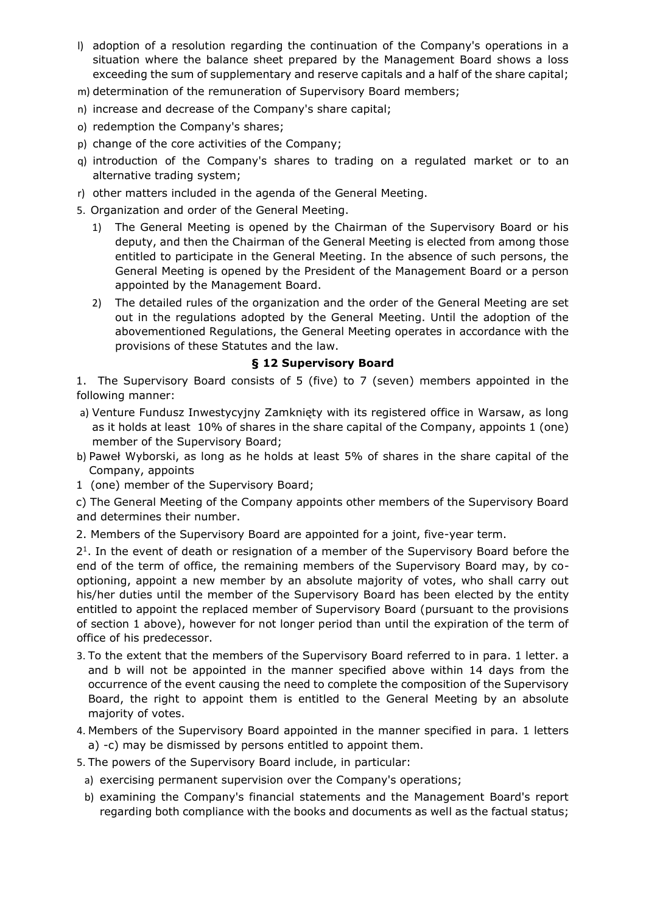l) adoption of a resolution regarding the continuation of the Company's operations in a situation where the balance sheet prepared by the Management Board shows a loss exceeding the sum of supplementary and reserve capitals and a half of the share capital;

m) determination of the remuneration of Supervisory Board members;

n) increase and decrease of the Company's share capital;

o) redemption the Company's shares;

p) change of the core activities of the Company;

q) introduction of the Company's shares to trading on a regulated market or to an alternative trading system;

r) other matters included in the agenda of the General Meeting.

5. Organization and order of the General Meeting.

1) The General Meeting is opened by the Chairman of the Supervisory Board or his deputy, and then the Chairman of the General Meeting is elected from among those entitled to participate in the General Meeting. In the absence of such persons, the General Meeting is opened by the President of the Management Board or a person appointed by the Management Board.

2) The detailed rules of the organization and the order of the General Meeting are set out in the regulations adopted by the General Meeting. Until the adoption of the abovementioned Regulations, the General Meeting operates in accordance with the provisions of these Statutes and the law.

### § 12 Supervisory Board

1. The Supervisory Board consists of 5 (five) to 7 (seven) members appointed in the following manner:

a) Venture Fundusz Inwestycyjny Zamknięty with its registered office in Warsaw, as long as it holds at least 10% of shares in the share capital of the Company, appoints 1 (one) member of the Supervisory Board;

b) Paweł Wyborski, as long as he holds at least 5% of shares in the share capital of the Company, appoints

1 (one) member of the Supervisory Board;

c) The General Meeting of the Company appoints other members of the Supervisory Board and determines their number.

2. Members of the Supervisory Board are appointed for a joint, five-year term.

2[1]. In the event of death or resignation of a member of the Supervisory Board before the end of the term of office, the remaining members of the Supervisory Board may, by co-optioning, appoint a new member by an absolute majority of votes, who shall carry out his/her duties until the member of the Supervisory Board has been elected by the entity entitled to appoint the replaced member of Supervisory Board (pursuant to the provisions of section 1 above), however for not longer period than until the expiration of the term of office of his predecessor.

3. To the extent that the members of the Supervisory Board referred to in para. 1 letter. a and b will not be appointed in the manner specified above within 14 days from the occurrence of the event causing the need to complete the composition of the Supervisory Board, the right to appoint them is entitled to the General Meeting by an absolute majority of votes.

4. Members of the Supervisory Board appointed in the manner specified in para. 1 letters a) -c) may be dismissed by persons entitled to appoint them.

5. The powers of the Supervisory Board include, in particular:

a) exercising permanent supervision over the Company's operations;

b) examining the Company's financial statements and the Management Board's report regarding both compliance with the books and documents as well as the factual status;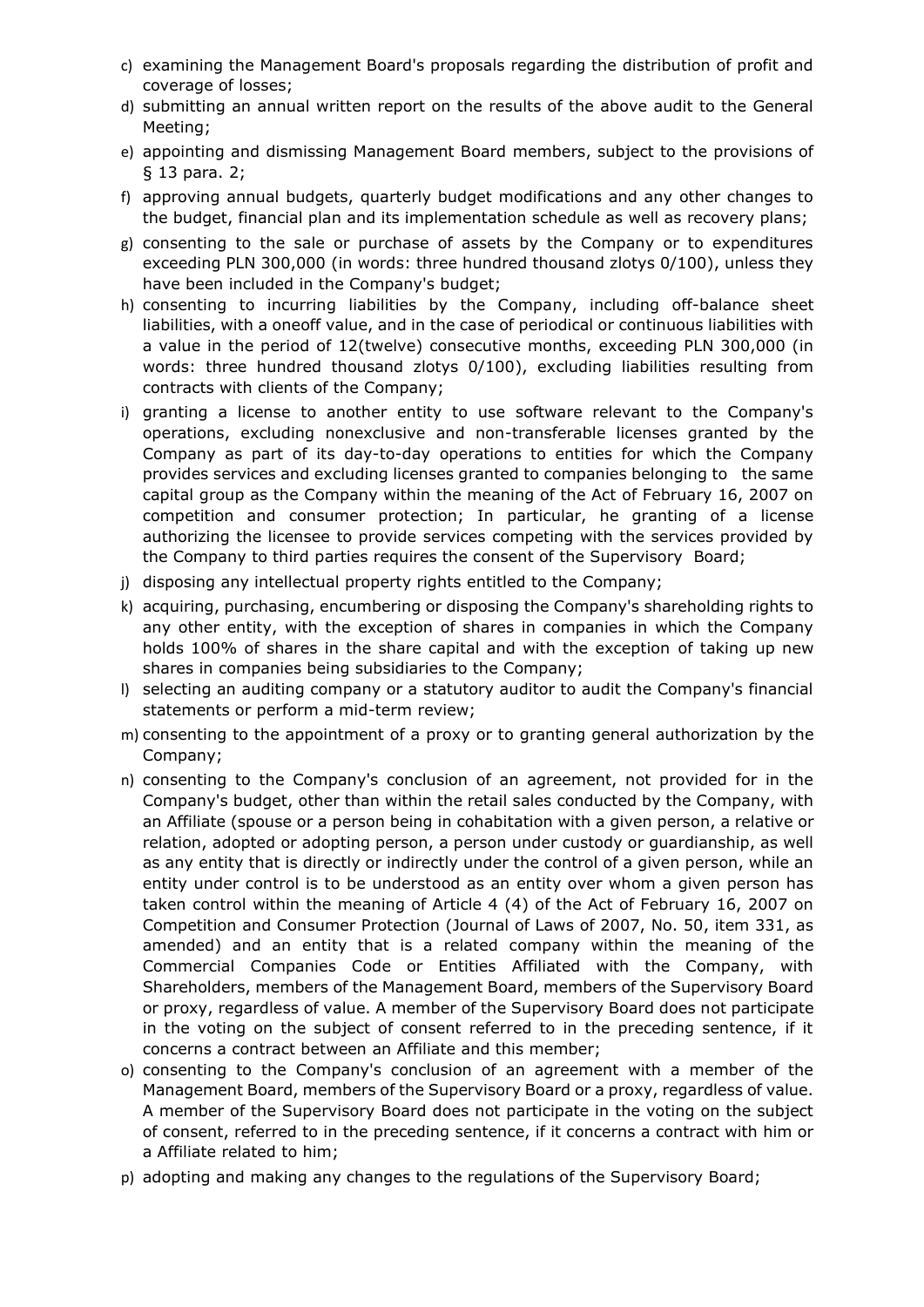c) examining the Management Board's proposals regarding the distribution of profit and coverage of losses;

d) submitting an annual written report on the results of the above audit to the General Meeting;

e) appointing and dismissing Management Board members, subject to the provisions of § 13 para. 2;

f) approving annual budgets, quarterly budget modifications and any other changes to the budget, financial plan and its implementation schedule as well as recovery plans;

g) consenting to the sale or purchase of assets by the Company or to expenditures exceeding PLN 300,000 (in words: three hundred thousand zlotys 0/100), unless they have been included in the Company's budget;

h) consenting to incurring liabilities by the Company, including off-balance sheet liabilities, with a oneoff value, and in the case of periodical or continuous liabilities with a value in the period of 12(twelve) consecutive months, exceeding PLN 300,000 (in words: three hundred thousand zlotys 0/100), excluding liabilities resulting from contracts with clients of the Company;

i) granting a license to another entity to use software relevant to the Company's operations, excluding nonexclusive and non-transferable licenses granted by the Company as part of its day-to-day operations to entities for which the Company provides services and excluding licenses granted to companies belonging to the same capital group as the Company within the meaning of the Act of February 16, 2007 on competition and consumer protection; In particular, he granting of a license authorizing the licensee to provide services competing with the services provided by the Company to third parties requires the consent of the Supervisory Board;

j) disposing any intellectual property rights entitled to the Company;

k) acquiring, purchasing, encumbering or disposing the Company's shareholding rights to any other entity, with the exception of shares in companies in which the Company holds 100% of shares in the share capital and with the exception of taking up new shares in companies being subsidiaries to the Company;

l) selecting an auditing company or a statutory auditor to audit the Company's financial statements or perform a mid-term review;

m) consenting to the appointment of a proxy or to granting general authorization by the Company;

n) consenting to the Company's conclusion of an agreement, not provided for in the Company's budget, other than within the retail sales conducted by the Company, with an Affiliate (spouse or a person being in cohabitation with a given person, a relative or relation, adopted or adopting person, a person under custody or guardianship, as well as any entity that is directly or indirectly under the control of a given person, while an entity under control is to be understood as an entity over whom a given person has taken control within the meaning of Article 4 (4) of the Act of February 16, 2007 on Competition and Consumer Protection (Journal of Laws of 2007, No. 50, item 331, as amended) and an entity that is a related company within the meaning of the Commercial Companies Code or Entities Affiliated with the Company, with Shareholders, members of the Management Board, members of the Supervisory Board or proxy, regardless of value. A member of the Supervisory Board does not participate in the voting on the subject of consent referred to in the preceding sentence, if it concerns a contract between an Affiliate and this member;

o) consenting to the Company's conclusion of an agreement with a member of the Management Board, members of the Supervisory Board or a proxy, regardless of value. A member of the Supervisory Board does not participate in the voting on the subject of consent, referred to in the preceding sentence, if it concerns a contract with him or a Affiliate related to him;

p) adopting and making any changes to the regulations of the Supervisory Board;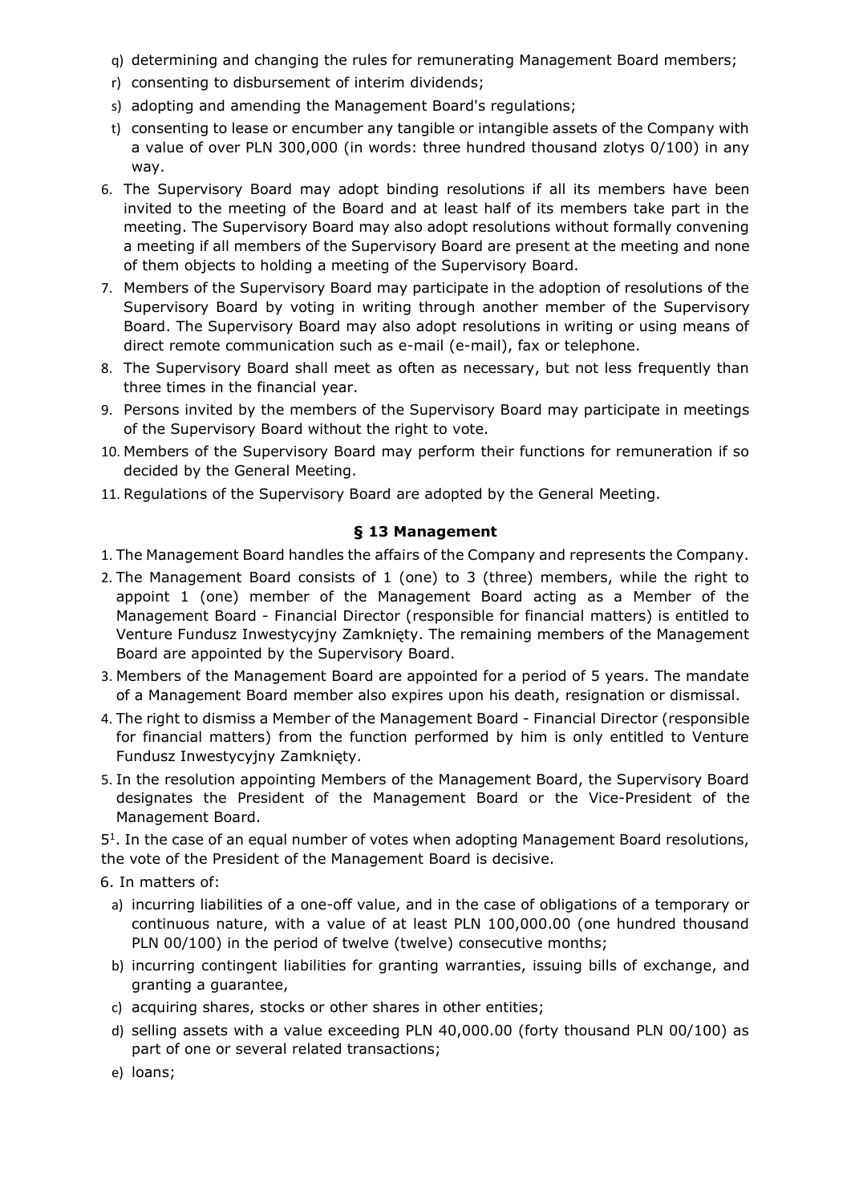q) determining and changing the rules for remunerating Management Board members;

r) consenting to disbursement of interim dividends;

s) adopting and amending the Management Board's regulations;

t) consenting to lease or encumber any tangible or intangible assets of the Company with a value of over PLN 300,000 (in words: three hundred thousand zlotys 0/100) in any way.

6. The Supervisory Board may adopt binding resolutions if all its members have been invited to the meeting of the Board and at least half of its members take part in the meeting. The Supervisory Board may also adopt resolutions without formally convening a meeting if all members of the Supervisory Board are present at the meeting and none of them objects to holding a meeting of the Supervisory Board.
7. Members of the Supervisory Board may participate in the adoption of resolutions of the Supervisory Board by voting in writing through another member of the Supervisory Board. The Supervisory Board may also adopt resolutions in writing or using means of direct remote communication such as e-mail (e-mail), fax or telephone.
8. The Supervisory Board shall meet as often as necessary, but not less frequently than three times in the financial year.
9. Persons invited by the members of the Supervisory Board may participate in meetings of the Supervisory Board without the right to vote.
10. Members of the Supervisory Board may perform their functions for remuneration if so decided by the General Meeting.
11. Regulations of the Supervisory Board are adopted by the General Meeting.

### § 13 Management

1. The Management Board handles the affairs of the Company and represents the Company.
2. The Management Board consists of 1 (one) to 3 (three) members, while the right to appoint 1 (one) member of the Management Board acting as a Member of the Management Board - Financial Director (responsible for financial matters) is entitled to Venture Fundusz Inwestycyjny Zamknięty. The remaining members of the Management Board are appointed by the Supervisory Board.
3. Members of the Management Board are appointed for a period of 5 years. The mandate of a Management Board member also expires upon his death, resignation or dismissal.
4. The right to dismiss a Member of the Management Board - Financial Director (responsible for financial matters) from the function performed by him is only entitled to Venture Fundusz Inwestycyjny Zamknięty.
5. In the resolution appointing Members of the Management Board, the Supervisory Board designates the President of the Management Board or the Vice-President of the Management Board.

5[1]. In the case of an equal number of votes when adopting Management Board resolutions, the vote of the President of the Management Board is decisive.

6. In matters of:

a) incurring liabilities of a one-off value, and in the case of obligations of a temporary or continuous nature, with a value of at least PLN 100,000.00 (one hundred thousand PLN 00/100) in the period of twelve (twelve) consecutive months;

b) incurring contingent liabilities for granting warranties, issuing bills of exchange, and granting a guarantee,

c) acquiring shares, stocks or other shares in other entities;

d) selling assets with a value exceeding PLN 40,000.00 (forty thousand PLN 00/100) as part of one or several related transactions;

e) loans;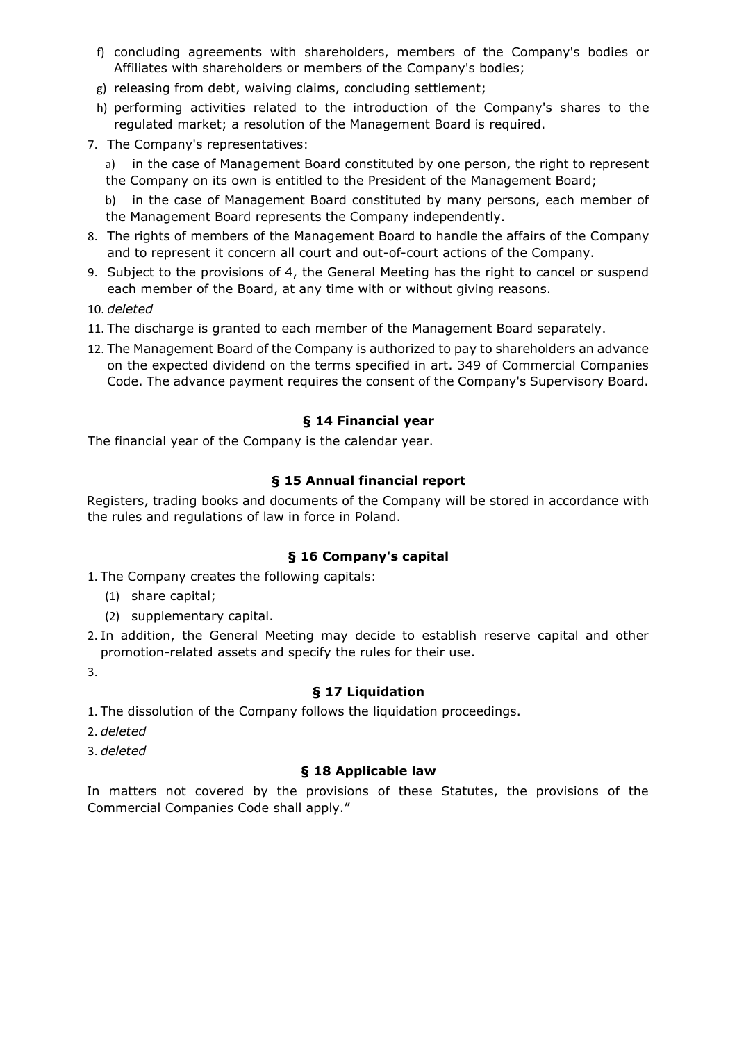f) concluding agreements with shareholders, members of the Company's bodies or Affiliates with shareholders or members of the Company's bodies;

g) releasing from debt, waiving claims, concluding settlement;

h) performing activities related to the introduction of the Company's shares to the regulated market; a resolution of the Management Board is required.

7. The Company's representatives:

   a) in the case of Management Board constituted by one person, the right to represent the Company on its own is entitled to the President of the Management Board;

   b) in the case of Management Board constituted by many persons, each member of the Management Board represents the Company independently.

8. The rights of members of the Management Board to handle the affairs of the Company and to represent it concern all court and out-of-court actions of the Company.

9. Subject to the provisions of 4, the General Meeting has the right to cancel or suspend each member of the Board, at any time with or without giving reasons.

10. *deleted*

11. The discharge is granted to each member of the Management Board separately.

12. The Management Board of the Company is authorized to pay to shareholders an advance on the expected dividend on the terms specified in art. 349 of Commercial Companies Code. The advance payment requires the consent of the Company's Supervisory Board.

### § 14 Financial year

The financial year of the Company is the calendar year.

### § 15 Annual financial report

Registers, trading books and documents of the Company will be stored in accordance with the rules and regulations of law in force in Poland.

### § 16 Company's capital

1. The Company creates the following capitals:
   (1) share capital;
   (2) supplementary capital.
2. In addition, the General Meeting may decide to establish reserve capital and other promotion-related assets and specify the rules for their use.
3. 

### § 17 Liquidation

1. The dissolution of the Company follows the liquidation proceedings.
2. *deleted*
3. *deleted*

### § 18 Applicable law

In matters not covered by the provisions of these Statutes, the provisions of the Commercial Companies Code shall apply."